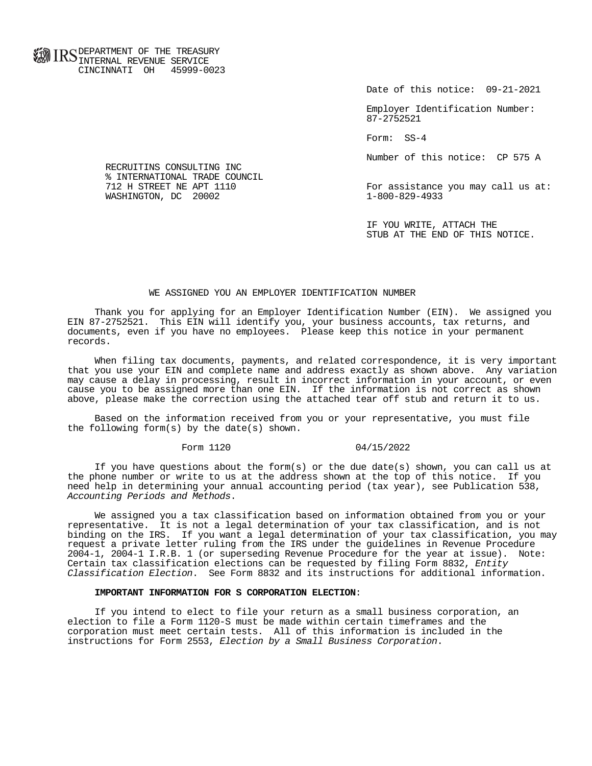DEPARTMENT OF THE TREASURY
INTERNAL REVENUE SERVICE
CINCINNATI OH 45999-0023

Date of this notice: 09-21-2021

Employer Identification Number:
87-2752521

Form: SS-4

Number of this notice: CP 575 A

RECRUITINS CONSULTING INC
% INTERNATIONAL TRADE COUNCIL
712 H STREET NE APT 1110
WASHINGTON, DC 20002

For assistance you may call us at:
1-800-829-4933

IF YOU WRITE, ATTACH THE
STUB AT THE END OF THIS NOTICE.

## WE ASSIGNED YOU AN EMPLOYER IDENTIFICATION NUMBER

Thank you for applying for an Employer Identification Number (EIN). We assigned you EIN 87-2752521. This EIN will identify you, your business accounts, tax returns, and documents, even if you have no employees. Please keep this notice in your permanent records.

When filing tax documents, payments, and related correspondence, it is very important that you use your EIN and complete name and address exactly as shown above. Any variation may cause a delay in processing, result in incorrect information in your account, or even cause you to be assigned more than one EIN. If the information is not correct as shown above, please make the correction using the attached tear off stub and return it to us.

Based on the information received from you or your representative, you must file the following form(s) by the date(s) shown.

| Form | Date |
|---|---|
| Form 1120 | 04/15/2022 |

If you have questions about the form(s) or the due date(s) shown, you can call us at the phone number or write to us at the address shown at the top of this notice. If you need help in determining your annual accounting period (tax year), see Publication 538, *Accounting Periods and Methods*.

We assigned you a tax classification based on information obtained from you or your representative. It is not a legal determination of your tax classification, and is not binding on the IRS. If you want a legal determination of your tax classification, you may request a private letter ruling from the IRS under the guidelines in Revenue Procedure 2004-1, 2004-1 I.R.B. 1 (or superseding Revenue Procedure for the year at issue). Note: Certain tax classification elections can be requested by filing Form 8832, *Entity Classification Election*. See Form 8832 and its instructions for additional information.

**IMPORTANT INFORMATION FOR S CORPORATION ELECTION**:

If you intend to elect to file your return as a small business corporation, an election to file a Form 1120-S must be made within certain timeframes and the corporation must meet certain tests. All of this information is included in the instructions for Form 2553, *Election by a Small Business Corporation*.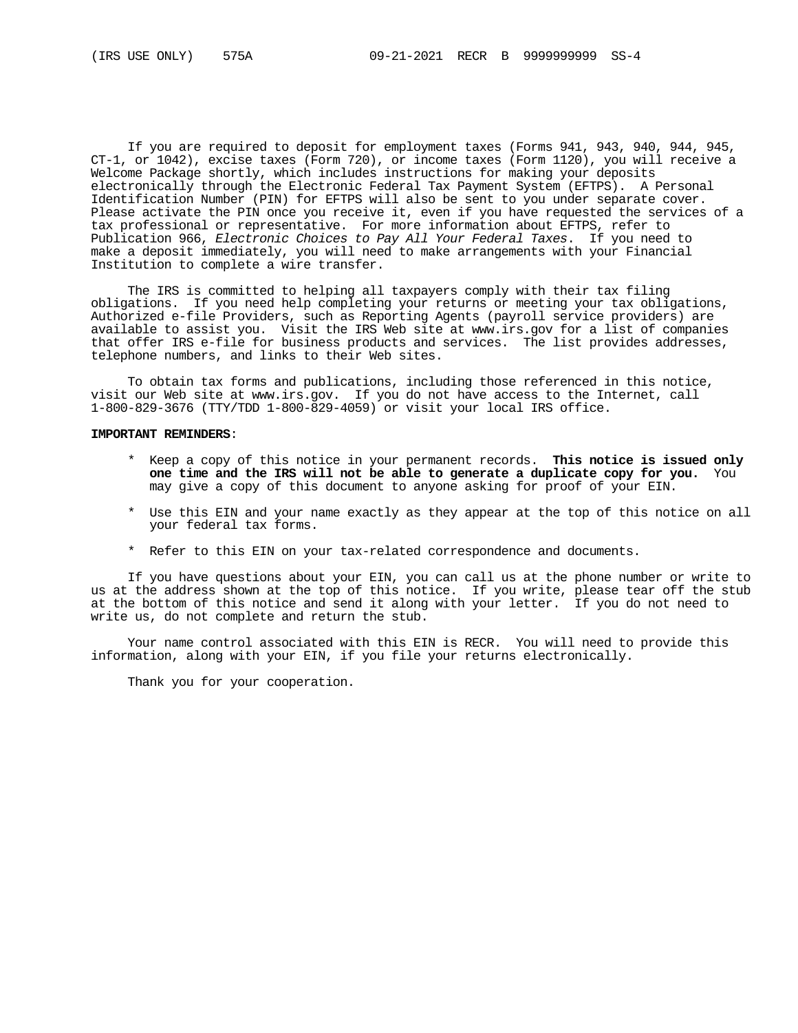(IRS USE ONLY) 575A 09-21-2021 RECR B 9999999999 SS-4

If you are required to deposit for employment taxes (Forms 941, 943, 940, 944, 945, CT-1, or 1042), excise taxes (Form 720), or income taxes (Form 1120), you will receive a Welcome Package shortly, which includes instructions for making your deposits electronically through the Electronic Federal Tax Payment System (EFTPS). A Personal Identification Number (PIN) for EFTPS will also be sent to you under separate cover. Please activate the PIN once you receive it, even if you have requested the services of a tax professional or representative. For more information about EFTPS, refer to Publication 966, *Electronic Choices to Pay All Your Federal Taxes*. If you need to make a deposit immediately, you will need to make arrangements with your Financial Institution to complete a wire transfer.

The IRS is committed to helping all taxpayers comply with their tax filing obligations. If you need help completing your returns or meeting your tax obligations, Authorized e-file Providers, such as Reporting Agents (payroll service providers) are available to assist you. Visit the IRS Web site at www.irs.gov for a list of companies that offer IRS e-file for business products and services. The list provides addresses, telephone numbers, and links to their Web sites.

To obtain tax forms and publications, including those referenced in this notice, visit our Web site at www.irs.gov. If you do not have access to the Internet, call 1-800-829-3676 (TTY/TDD 1-800-829-4059) or visit your local IRS office.

**IMPORTANT REMINDERS**:

* Keep a copy of this notice in your permanent records. **This notice is issued only one time and the IRS will not be able to generate a duplicate copy for you.** You may give a copy of this document to anyone asking for proof of your EIN.

* Use this EIN and your name exactly as they appear at the top of this notice on all your federal tax forms.

* Refer to this EIN on your tax-related correspondence and documents.

If you have questions about your EIN, you can call us at the phone number or write to us at the address shown at the top of this notice. If you write, please tear off the stub at the bottom of this notice and send it along with your letter. If you do not need to write us, do not complete and return the stub.

Your name control associated with this EIN is RECR. You will need to provide this information, along with your EIN, if you file your returns electronically.

Thank you for your cooperation.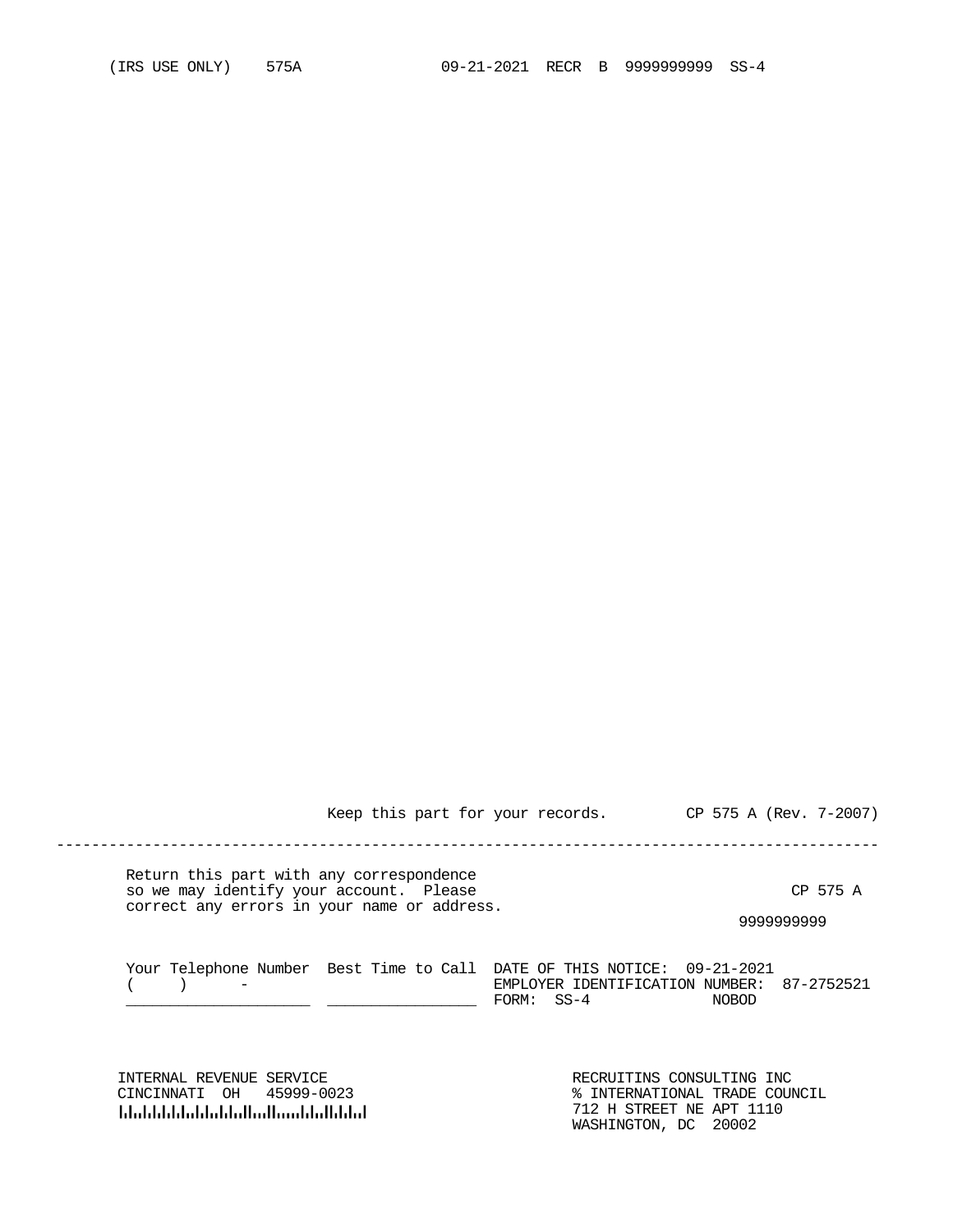(IRS USE ONLY)    575A              09-21-2021  RECR  B  9999999999  SS-4

Keep this part for your records.        CP 575 A (Rev. 7-2007)

---

Return this part with any correspondence so we may identify your account. Please correct any errors in your name or address.

CP 575 A

9999999999

Your Telephone Number  Best Time to Call  
(     )      -  
\_\_\_\_\_\_\_\_\_\_\_\_\_\_\_\_\_\_\_\_  \_\_\_\_\_\_\_\_\_\_\_\_\_\_\_\_

DATE OF THIS NOTICE:  09-21-2021  
EMPLOYER IDENTIFICATION NUMBER:  87-2752521  
FORM:  SS-4              NOBOD

INTERNAL REVENUE SERVICE  
CINCINNATI  OH   45999-0023

RECRUITINS CONSULTING INC  
% INTERNATIONAL TRADE COUNCIL  
712 H STREET NE APT 1110  
WASHINGTON, DC  20002